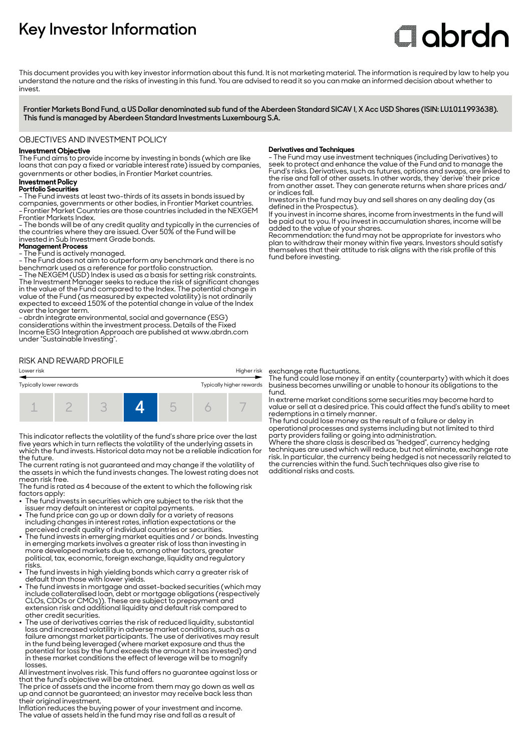# Key Investor Information

abrdn

This document provides you with key investor information about this fund. It is not marketing material. The information is required by law to help you understand the nature and the risks of investing in this fund. You are advised to read it so you can make an informed decision about whether to invest.

**Frontier Markets Bond Fund, a US Dollar denominated sub fund of the Aberdeen Standard SICAV I, X Acc USD Shares (ISIN: LU1011993638). This fund is managed by Aberdeen Standard Investments Luxembourg S.A.**

## OBJECTIVES AND INVESTMENT POLICY

**Investment Objective**

The Fund aims to provide income by investing in bonds (which are like loans that can pay a fixed or variable interest rate) issued by companies, governments or other bodies, in Frontier Market countries.

**Investment Policy**

**Portfolio Securities**

- The Fund invests at least two-thirds of its assets in bonds issued by companies, governments or other bodies, in Frontier Market countries.
- Frontier Market Countries are those countries included in the NEXGEM Frontier Markets Index.
- The bonds will be of any credit quality and typically in the currencies of the countries where they are issued. Over 50% of the Fund will be invested in Sub Investment Grade bonds.

**Management Process**

- The Fund is actively managed.
- The Fund does not aim to outperform any benchmark and there is no benchmark used as a reference for portfolio construction.
- The NEXGEM (USD) Index is used as a basis for setting risk constraints. The Investment Manager seeks to reduce the risk of significant changes in the value of the Fund compared to the Index. The potential change in value of the Fund (as measured by expected volatility) is not ordinarily expected to exceed 150% of the potential change in value of the Index over the longer term.
- abrdn integrate environmental, social and governance (ESG) considerations within the investment process. Details of the Fixed Income ESG Integration Approach are published at www.abrdn.com under "Sustainable Investing".

**Derivatives and Techniques**

- The Fund may use investment techniques (including Derivatives) to seek to protect and enhance the value of the Fund and to manage the Fund's risks. Derivatives, such as futures, options and swaps, are linked to the rise and fall of other assets. In other words, they 'derive' their price from another asset. They can generate returns when share prices and/or indices fall.

Investors in the fund may buy and sell shares on any dealing day (as defined in the Prospectus).

If you invest in income shares, income from investments in the fund will be paid out to you. If you invest in accumulation shares, income will be added to the value of your shares.

Recommendation: the fund may not be appropriate for investors who plan to withdraw their money within five years. Investors should satisfy themselves that their attitude to risk aligns with the risk profile of this fund before investing.

## RISK AND REWARD PROFILE

Lower risk — Higher risk

Typically lower rewards — Typically higher rewards

| 1 | 2 | 3 | **4** | 5 | 6 | 7 |
|---|---|---|---|---|---|---|

This indicator reflects the volatility of the fund's share price over the last five years which in turn reflects the volatility of the underlying assets in which the fund invests. Historical data may not be a reliable indication for the future.

The current rating is not guaranteed and may change if the volatility of the assets in which the fund invests changes. The lowest rating does not mean risk free.

The fund is rated as 4 because of the extent to which the following risk factors apply:

- The fund invests in securities which are subject to the risk that the issuer may default on interest or capital payments.
- The fund price can go up or down daily for a variety of reasons including changes in interest rates, inflation expectations or the perceived credit quality of individual countries or securities.
- The fund invests in emerging market equities and / or bonds. Investing in emerging markets involves a greater risk of loss than investing in more developed markets due to, among other factors, greater political, tax, economic, foreign exchange, liquidity and regulatory risks.
- The fund invests in high yielding bonds which carry a greater risk of default than those with lower yields.
- The fund invests in mortgage and asset-backed securities (which may include collateralised loan, debt or mortgage obligations (respectively CLOs, CDOs or CMOs)). These are subject to prepayment and extension risk and additional liquidity and default risk compared to other credit securities.
- The use of derivatives carries the risk of reduced liquidity, substantial loss and increased volatility in adverse market conditions, such as a failure amongst market participants. The use of derivatives may result in the fund being leveraged (where market exposure and thus the potential for loss by the fund exceeds the amount it has invested) and in these market conditions the effect of leverage will be to magnify losses.

All investment involves risk. This fund offers no guarantee against loss or that the fund's objective will be attained.

The price of assets and the income from them may go down as well as up and cannot be guaranteed; an investor may receive back less than their original investment.

Inflation reduces the buying power of your investment and income.

The value of assets held in the fund may rise and fall as a result of exchange rate fluctuations.

The fund could lose money if an entity (counterparty) with which it does business becomes unwilling or unable to honour its obligations to the fund.

In extreme market conditions some securities may become hard to value or sell at a desired price. This could affect the fund's ability to meet redemptions in a timely manner.

The fund could lose money as the result of a failure or delay in operational processes and systems including but not limited to third party providers failing or going into administration.

Where the share class is described as "hedged", currency hedging techniques are used which will reduce, but not eliminate, exchange rate risk. In particular, the currency being hedged is not necessarily related to the currencies within the fund. Such techniques also give rise to additional risks and costs.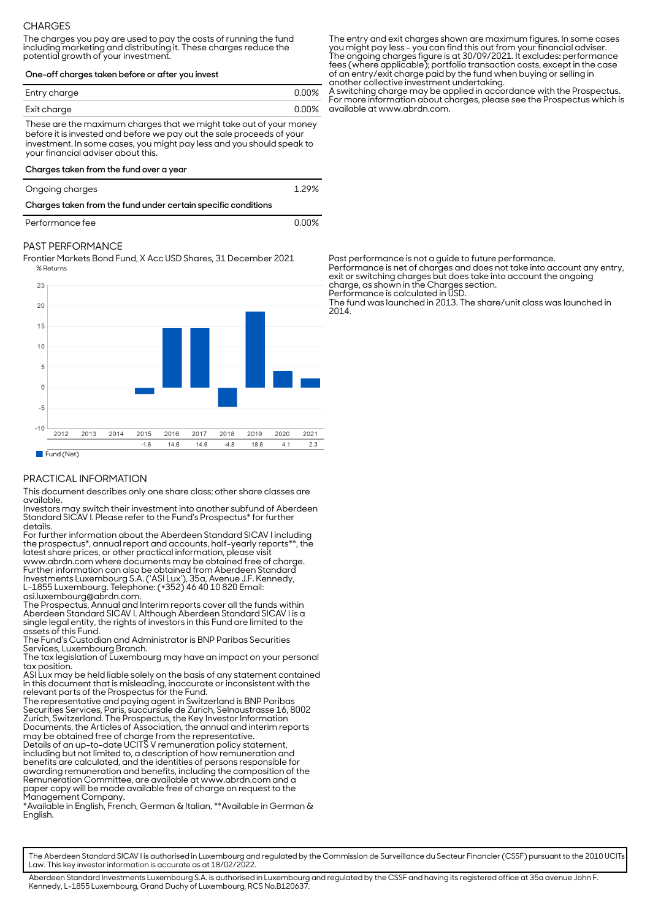## CHARGES

The charges you pay are used to pay the costs of running the fund including marketing and distributing it. These charges reduce the potential growth of your investment.

| One-off charges taken before or after you invest | |
|---|---|
| Entry charge | 0.00% |
| Exit charge | 0.00% |

These are the maximum charges that we might take out of your money before it is invested and before we pay out the sale proceeds of your investment. In some cases, you might pay less and you should speak to your financial adviser about this.

| Charges taken from the fund over a year | |
|---|---|
| Ongoing charges | 1.29% |

| Charges taken from the fund under certain specific conditions | |
|---|---|
| Performance fee | 0.00% |

The entry and exit charges shown are maximum figures. In some cases you might pay less - you can find this out from your financial adviser. The ongoing charges figure is at 30/09/2021. It excludes: performance fees (where applicable); portfolio transaction costs, except in the case of an entry/exit charge paid by the fund when buying or selling in another collective investment undertaking.
A switching charge may be applied in accordance with the Prospectus. For more information about charges, please see the Prospectus which is available at www.abrdn.com.

## PAST PERFORMANCE

Frontier Markets Bond Fund, X Acc USD Shares, 31 December 2021

% Returns

25
20
15
10
5
0
-5
-10

2012 2013 2014 2015 2016 2017 2018 2019 2020 2021

-1.6 14.6 14.6 -4.8 18.6 4.1 2.3

Fund (Net)

Past performance is not a guide to future performance.
Performance is net of charges and does not take into account any entry, exit or switching charges but does take into account the ongoing charge, as shown in the Charges section.
Performance is calculated in USD.
The fund was launched in 2013. The share/unit class was launched in 2014.

## PRACTICAL INFORMATION

This document describes only one share class; other share classes are available.
Investors may switch their investment into another subfund of Aberdeen Standard SICAV I. Please refer to the Fund's Prospectus* for further details.
For further information about the Aberdeen Standard SICAV I including the prospectus*, annual report and accounts, half-yearly reports**, the latest share prices, or other practical information, please visit www.abrdn.com where documents may be obtained free of charge. Further information can also be obtained from Aberdeen Standard Investments Luxembourg S.A. ('ASI Lux'), 35a, Avenue J.F. Kennedy, L-1855 Luxembourg. Telephone: (+352) 46 40 10 820 Email: asi.luxembourg@abrdn.com.
The Prospectus, Annual and Interim reports cover all the funds within Aberdeen Standard SICAV I. Although Aberdeen Standard SICAV I is a single legal entity, the rights of investors in this Fund are limited to the assets of this Fund.
The Fund's Custodian and Administrator is BNP Paribas Securities Services, Luxembourg Branch.
The tax legislation of Luxembourg may have an impact on your personal tax position.
ASI Lux may be held liable solely on the basis of any statement contained in this document that is misleading, inaccurate or inconsistent with the relevant parts of the Prospectus for the Fund.
The representative and paying agent in Switzerland is BNP Paribas Securities Services, Paris, succursale de Zurich, Selnaustrasse 16, 8002 Zurich, Switzerland. The Prospectus, the Key Investor Information Documents, the Articles of Association, the annual and interim reports may be obtained free of charge from the representative.
Details of an up-to-date UCITS V remuneration policy statement, including but not limited to, a description of how remuneration and benefits are calculated, and the identities of persons responsible for awarding remuneration and benefits, including the composition of the Remuneration Committee, are available at www.abrdn.com and a paper copy will be made available free of charge on request to the Management Company.
*Available in English, French, German & Italian, **Available in German & English.

The Aberdeen Standard SICAV I is authorised in Luxembourg and regulated by the Commission de Surveillance du Secteur Financier (CSSF) pursuant to the 2010 UCITs Law. This key investor information is accurate as at 18/02/2022.

Aberdeen Standard Investments Luxembourg S.A. is authorised in Luxembourg and regulated by the CSSF and having its registered office at 35a avenue John F. Kennedy, L-1855 Luxembourg, Grand Duchy of Luxembourg, RCS No.B120637.